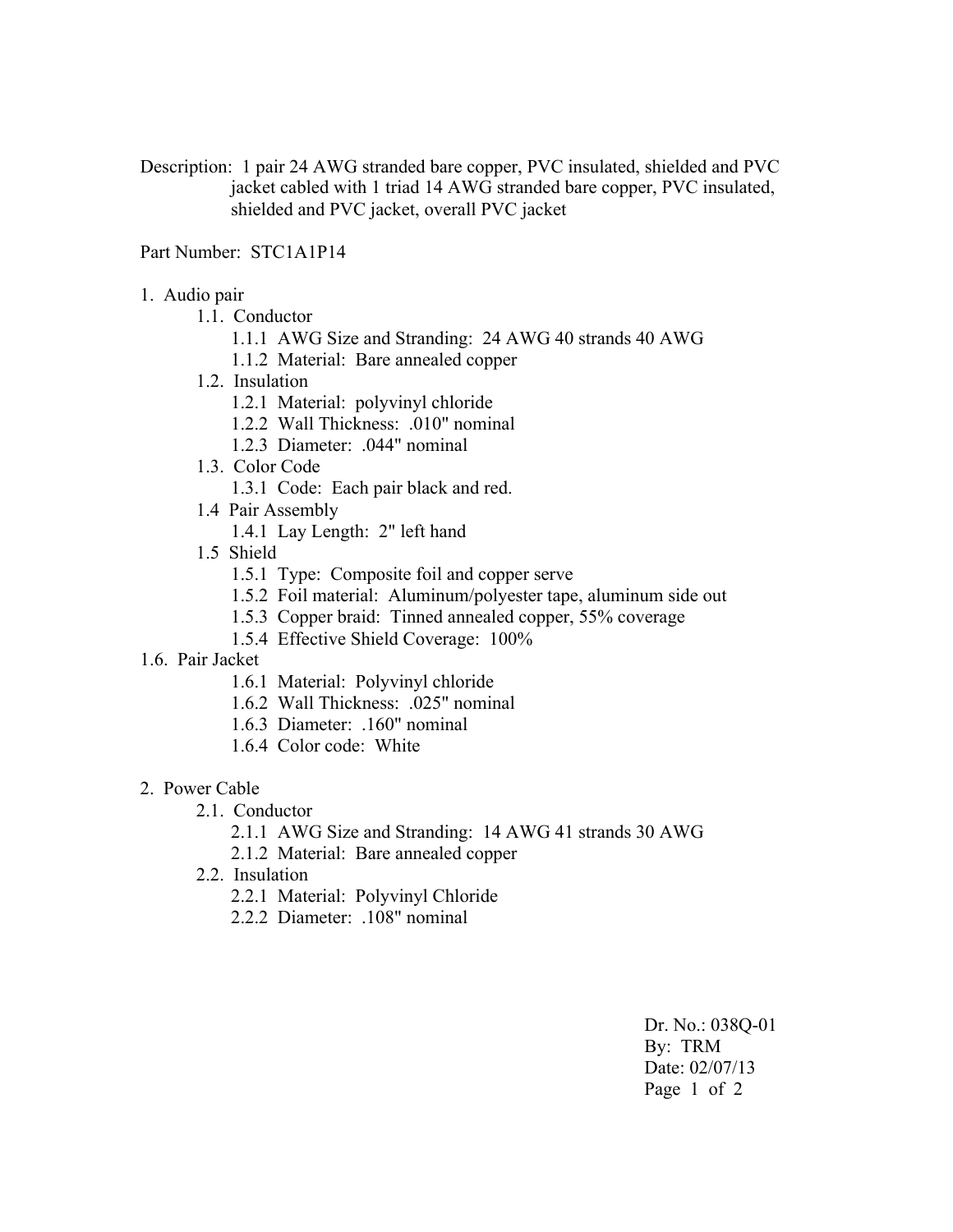Description: 1 pair 24 AWG stranded bare copper, PVC insulated, shielded and PVC jacket cabled with 1 triad 14 AWG stranded bare copper, PVC insulated, shielded and PVC jacket, overall PVC jacket

Part Number: STC1A1P14

1. Audio pair
   - 1.1. Conductor
     - 1.1.1 AWG Size and Stranding: 24 AWG 40 strands 40 AWG
     - 1.1.2 Material: Bare annealed copper
   - 1.2. Insulation
     - 1.2.1 Material: polyvinyl chloride
     - 1.2.2 Wall Thickness: .010" nominal
     - 1.2.3 Diameter: .044" nominal
   - 1.3. Color Code
     - 1.3.1 Code: Each pair black and red.
   - 1.4 Pair Assembly
     - 1.4.1 Lay Length: 2" left hand
   - 1.5 Shield
     - 1.5.1 Type: Composite foil and copper serve
     - 1.5.2 Foil material: Aluminum/polyester tape, aluminum side out
     - 1.5.3 Copper braid: Tinned annealed copper, 55% coverage
     - 1.5.4 Effective Shield Coverage: 100%

1.6. Pair Jacket
   - 1.6.1 Material: Polyvinyl chloride
   - 1.6.2 Wall Thickness: .025" nominal
   - 1.6.3 Diameter: .160" nominal
   - 1.6.4 Color code: White

2. Power Cable
   - 2.1. Conductor
     - 2.1.1 AWG Size and Stranding: 14 AWG 41 strands 30 AWG
     - 2.1.2 Material: Bare annealed copper
   - 2.2. Insulation
     - 2.2.1 Material: Polyvinyl Chloride
     - 2.2.2 Diameter: .108" nominal

Dr. No.: 038Q-01
By: TRM
Date: 02/07/13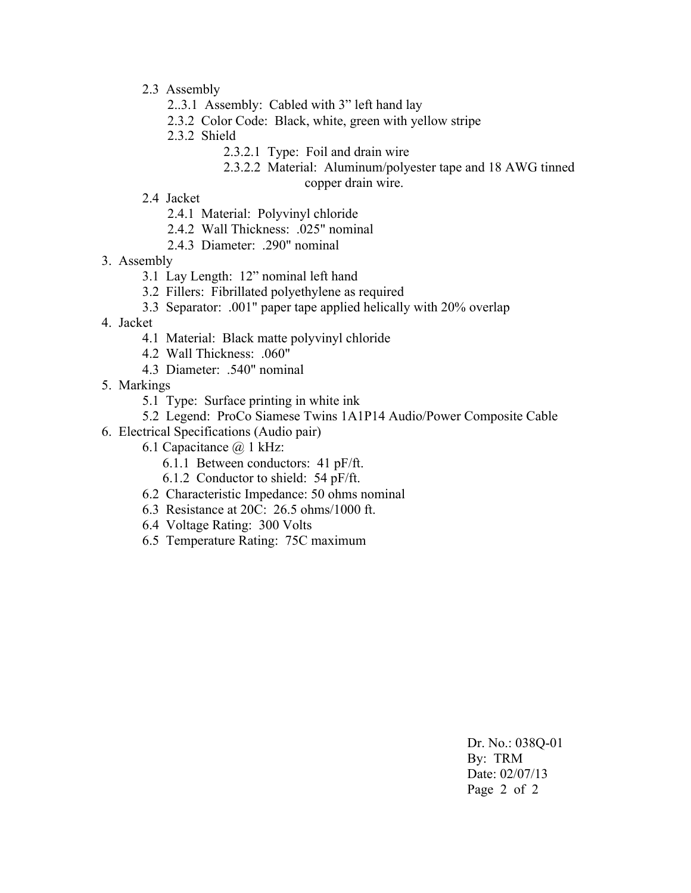- 2.3 Assembly
  - 2..3.1 Assembly: Cabled with 3” left hand lay
  - 2.3.2 Color Code: Black, white, green with yellow stripe
  - 2.3.2 Shield
    - 2.3.2.1 Type: Foil and drain wire
    - 2.3.2.2 Material: Aluminum/polyester tape and 18 AWG tinned copper drain wire.
- 2.4 Jacket
  - 2.4.1 Material: Polyvinyl chloride
  - 2.4.2 Wall Thickness: .025" nominal
  - 2.4.3 Diameter: .290" nominal

3. Assembly
   - 3.1 Lay Length: 12” nominal left hand
   - 3.2 Fillers: Fibrillated polyethylene as required
   - 3.3 Separator: .001" paper tape applied helically with 20% overlap
4. Jacket
   - 4.1 Material: Black matte polyvinyl chloride
   - 4.2 Wall Thickness: .060"
   - 4.3 Diameter: .540" nominal
5. Markings
   - 5.1 Type: Surface printing in white ink
   - 5.2 Legend: ProCo Siamese Twins 1A1P14 Audio/Power Composite Cable
6. Electrical Specifications (Audio pair)
   - 6.1 Capacitance @ 1 kHz:
     - 6.1.1 Between conductors: 41 pF/ft.
     - 6.1.2 Conductor to shield: 54 pF/ft.
   - 6.2 Characteristic Impedance: 50 ohms nominal
   - 6.3 Resistance at 20C: 26.5 ohms/1000 ft.
   - 6.4 Voltage Rating: 300 Volts
   - 6.5 Temperature Rating: 75C maximum

Dr. No.: 038Q-01
By: TRM
Date: 02/07/13